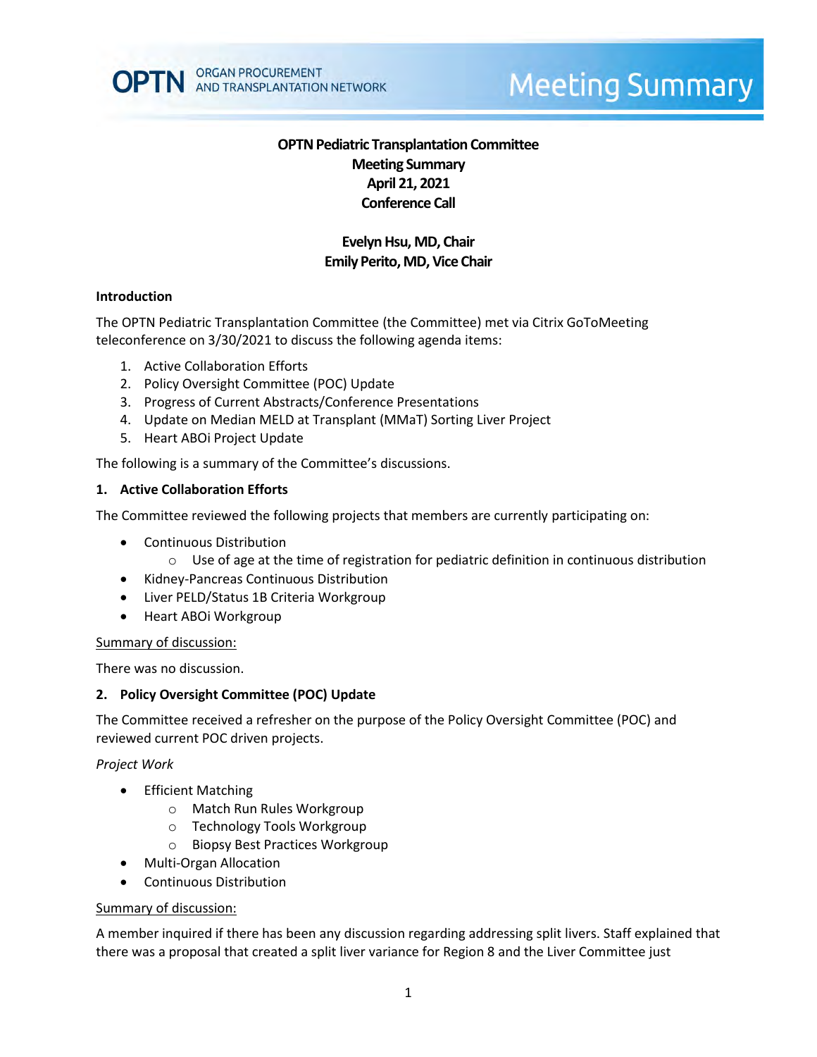OPTN ORGAN PROCUREMENT AND TRANSPLANTATION NETWORK

Meeting Summary

# OPTN Pediatric Transplantation Committee
## Meeting Summary
## April 21, 2021
## Conference Call

**Evelyn Hsu, MD, Chair**
**Emily Perito, MD, Vice Chair**

### Introduction

The OPTN Pediatric Transplantation Committee (the Committee) met via Citrix GoToMeeting teleconference on 3/30/2021 to discuss the following agenda items:

1. Active Collaboration Efforts
2. Policy Oversight Committee (POC) Update
3. Progress of Current Abstracts/Conference Presentations
4. Update on Median MELD at Transplant (MMaT) Sorting Liver Project
5. Heart ABOi Project Update

The following is a summary of the Committee's discussions.

### 1. Active Collaboration Efforts

The Committee reviewed the following projects that members are currently participating on:

- Continuous Distribution
  - Use of age at the time of registration for pediatric definition in continuous distribution
- Kidney-Pancreas Continuous Distribution
- Liver PELD/Status 1B Criteria Workgroup
- Heart ABOi Workgroup

Summary of discussion:

There was no discussion.

### 2. Policy Oversight Committee (POC) Update

The Committee received a refresher on the purpose of the Policy Oversight Committee (POC) and reviewed current POC driven projects.

*Project Work*

- Efficient Matching
  - Match Run Rules Workgroup
  - Technology Tools Workgroup
  - Biopsy Best Practices Workgroup
- Multi-Organ Allocation
- Continuous Distribution

Summary of discussion:

A member inquired if there has been any discussion regarding addressing split livers. Staff explained that there was a proposal that created a split liver variance for Region 8 and the Liver Committee just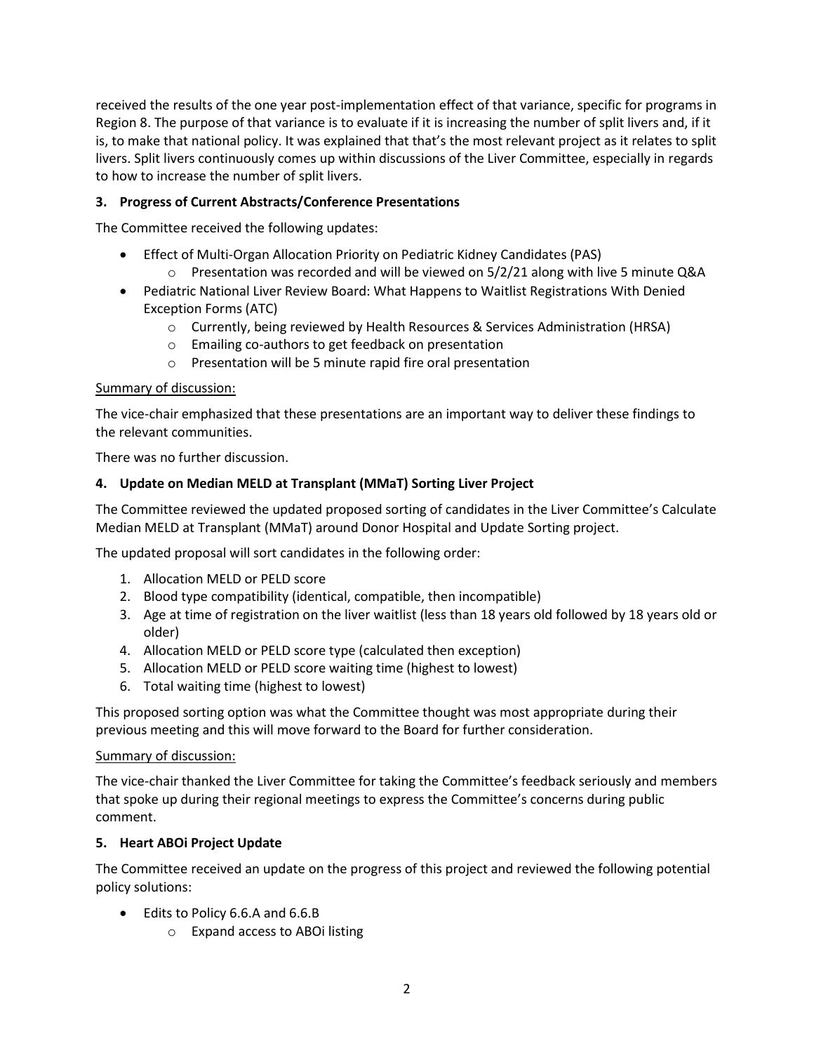received the results of the one year post-implementation effect of that variance, specific for programs in Region 8. The purpose of that variance is to evaluate if it is increasing the number of split livers and, if it is, to make that national policy. It was explained that that's the most relevant project as it relates to split livers. Split livers continuously comes up within discussions of the Liver Committee, especially in regards to how to increase the number of split livers.

**3. Progress of Current Abstracts/Conference Presentations**

The Committee received the following updates:

- Effect of Multi-Organ Allocation Priority on Pediatric Kidney Candidates (PAS)
    - Presentation was recorded and will be viewed on 5/2/21 along with live 5 minute Q&A
- Pediatric National Liver Review Board: What Happens to Waitlist Registrations With Denied Exception Forms (ATC)
    - Currently, being reviewed by Health Resources & Services Administration (HRSA)
    - Emailing co-authors to get feedback on presentation
    - Presentation will be 5 minute rapid fire oral presentation

Summary of discussion:

The vice-chair emphasized that these presentations are an important way to deliver these findings to the relevant communities.

There was no further discussion.

**4. Update on Median MELD at Transplant (MMaT) Sorting Liver Project**

The Committee reviewed the updated proposed sorting of candidates in the Liver Committee's Calculate Median MELD at Transplant (MMaT) around Donor Hospital and Update Sorting project.

The updated proposal will sort candidates in the following order:

1. Allocation MELD or PELD score
2. Blood type compatibility (identical, compatible, then incompatible)
3. Age at time of registration on the liver waitlist (less than 18 years old followed by 18 years old or older)
4. Allocation MELD or PELD score type (calculated then exception)
5. Allocation MELD or PELD score waiting time (highest to lowest)
6. Total waiting time (highest to lowest)

This proposed sorting option was what the Committee thought was most appropriate during their previous meeting and this will move forward to the Board for further consideration.

Summary of discussion:

The vice-chair thanked the Liver Committee for taking the Committee's feedback seriously and members that spoke up during their regional meetings to express the Committee's concerns during public comment.

**5. Heart ABOi Project Update**

The Committee received an update on the progress of this project and reviewed the following potential policy solutions:

- Edits to Policy 6.6.A and 6.6.B
    - Expand access to ABOi listing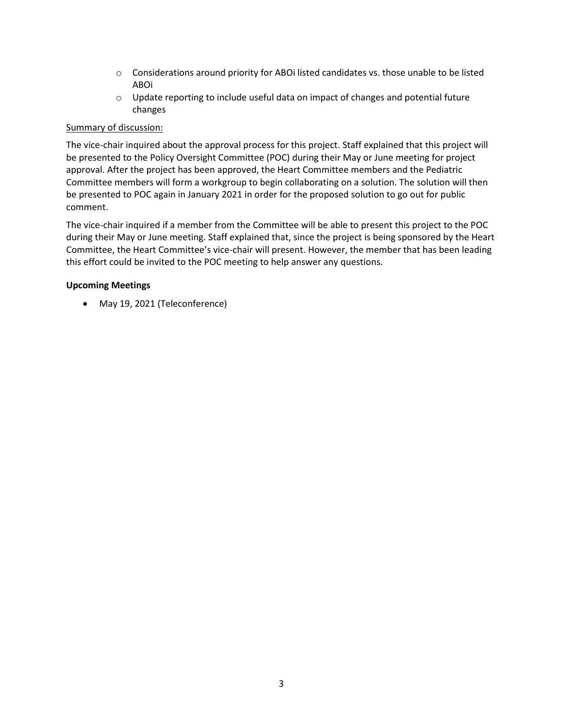- Considerations around priority for ABOi listed candidates vs. those unable to be listed ABOi
   - Update reporting to include useful data on impact of changes and potential future changes

Summary of discussion:

The vice-chair inquired about the approval process for this project. Staff explained that this project will be presented to the Policy Oversight Committee (POC) during their May or June meeting for project approval. After the project has been approved, the Heart Committee members and the Pediatric Committee members will form a workgroup to begin collaborating on a solution. The solution will then be presented to POC again in January 2021 in order for the proposed solution to go out for public comment.

The vice-chair inquired if a member from the Committee will be able to present this project to the POC during their May or June meeting. Staff explained that, since the project is being sponsored by the Heart Committee, the Heart Committee's vice-chair will present. However, the member that has been leading this effort could be invited to the POC meeting to help answer any questions.

**Upcoming Meetings**

- May 19, 2021 (Teleconference)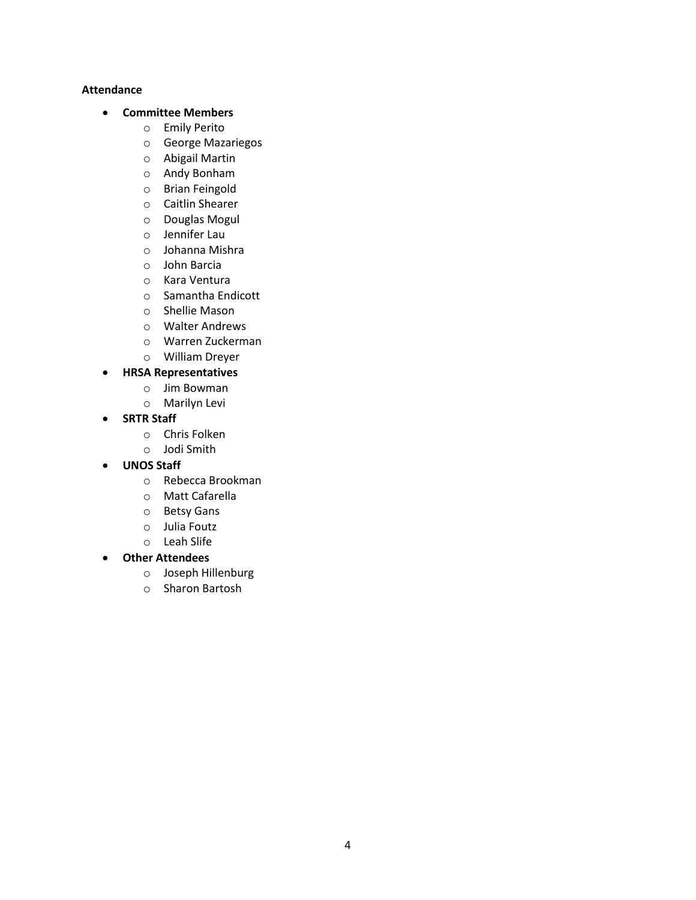**Attendance**

- **Committee Members**
  - Emily Perito
  - George Mazariegos
  - Abigail Martin
  - Andy Bonham
  - Brian Feingold
  - Caitlin Shearer
  - Douglas Mogul
  - Jennifer Lau
  - Johanna Mishra
  - John Barcia
  - Kara Ventura
  - Samantha Endicott
  - Shellie Mason
  - Walter Andrews
  - Warren Zuckerman
  - William Dreyer
- **HRSA Representatives**
  - Jim Bowman
  - Marilyn Levi
- **SRTR Staff**
  - Chris Folken
  - Jodi Smith
- **UNOS Staff**
  - Rebecca Brookman
  - Matt Cafarella
  - Betsy Gans
  - Julia Foutz
  - Leah Slife
- **Other Attendees**
  - Joseph Hillenburg
  - Sharon Bartosh